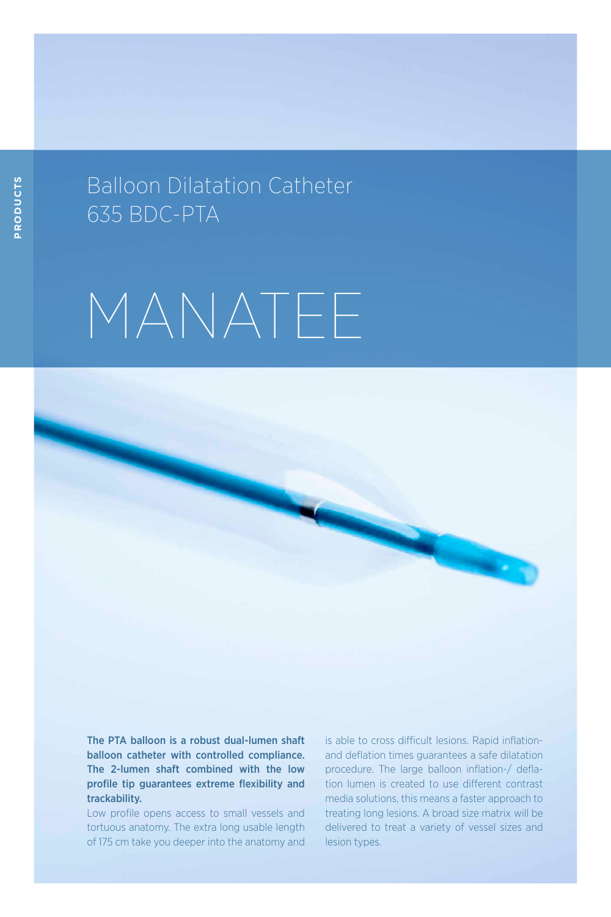PRODUCTS

# Balloon Dilatation Catheter 635 BDC-PTA

# MANATEE

**The PTA balloon is a robust dual-lumen shaft balloon catheter with controlled compliance. The 2-lumen shaft combined with the low profile tip guarantees extreme flexibility and trackability.**

Low profile opens access to small vessels and tortuous anatomy. The extra long usable length of 175 cm take you deeper into the anatomy and is able to cross difficult lesions. Rapid inflation- and deflation times guarantees a safe dilatation procedure. The large balloon inflation-/ deflation lumen is created to use different contrast media solutions, this means a faster approach to treating long lesions. A broad size matrix will be delivered to treat a variety of vessel sizes and lesion types.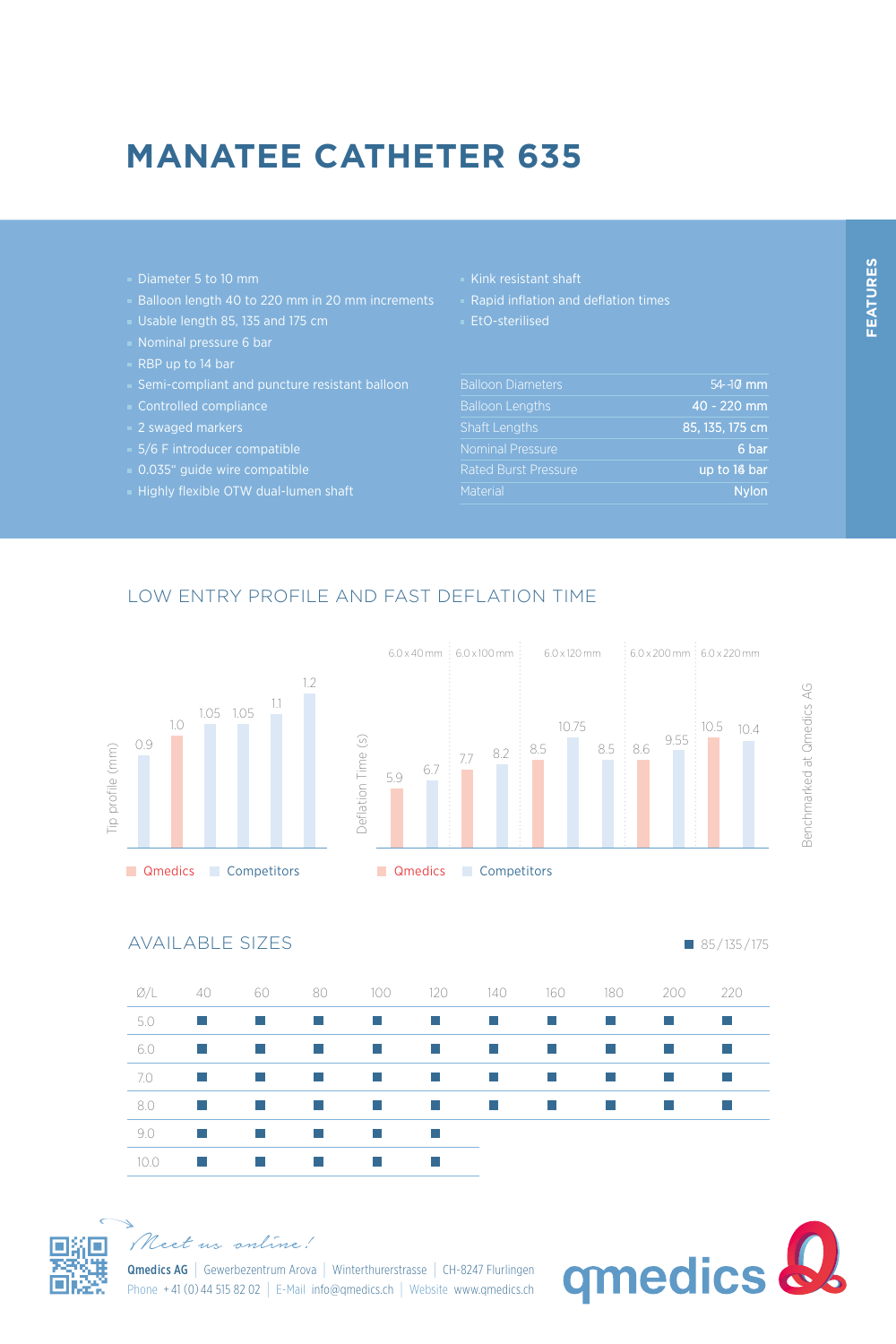# MANATEE CATHETER 635

**FEATURES**

- Diameter 5 to 10 mm
- Balloon length 40 to 220 mm in 20 mm increments
- Usable length 85, 135 and 175 cm
- Nominal pressure 6 bar
- RBP up to 14 bar
- Semi-compliant and puncture resistant balloon
- Controlled compliance
- 2 swaged markers
- 5/6 F introducer compatible
- 0.035" guide wire compatible
- Highly flexible OTW dual-lumen shaft
- Kink resistant shaft
- Rapid inflation and deflation times
- EtO-sterilised

| | |
|---|---|
| Balloon Diameters | 5 - 10 mm |
| Balloon Lengths | 40 - 220 mm |
| Shaft Lengths | 85, 135, 175 cm |
| Nominal Pressure | 6 bar |
| Rated Burst Pressure | up to 14 bar |
| Material | Nylon |

## LOW ENTRY PROFILE AND FAST DEFLATION TIME

Tip profile (mm)

0.9
1.0
1.05
1.05
1.1
1.2

Qmedics Competitors

6.0 x 40 mm 6.0 x 100 mm 6.0 x 120 mm 6.0 x 200 mm 6.0 x 220 mm

Deflation Time (s)

5.9
6.7
7.7
8.2
8.5
10.75
8.5
8.6
9.55
10.5
10.4

Qmedics Competitors

Benchmarked at Qmedics AG

## AVAILABLE SIZES

■ 85/135/175

| Ø/L | 40 | 60 | 80 | 100 | 120 | 140 | 160 | 180 | 200 | 220 |
|---|---|---|---|---|---|---|---|---|---|---|
| 5.0 | ■ | ■ | ■ | ■ | ■ | ■ | ■ | ■ | ■ | ■ |
| 6.0 | ■ | ■ | ■ | ■ | ■ | ■ | ■ | ■ | ■ | ■ |
| 7.0 | ■ | ■ | ■ | ■ | ■ | ■ | ■ | ■ | ■ | ■ |
| 8.0 | ■ | ■ | ■ | ■ | ■ | ■ | ■ | ■ | ■ | ■ |
| 9.0 | ■ | ■ | ■ | ■ | ■ | | | | | |
| 10.0 | ■ | ■ | ■ | ■ | ■ | | | | | |

*Meet us online!*

**Qmedics AG** | Gewerbezentrum Arova | Winterthurerstrasse | CH-8247 Flurlingen
Phone +41 (0) 44 515 82 02 | E-Mail info@qmedics.ch | Website www.qmedics.ch

qmedics